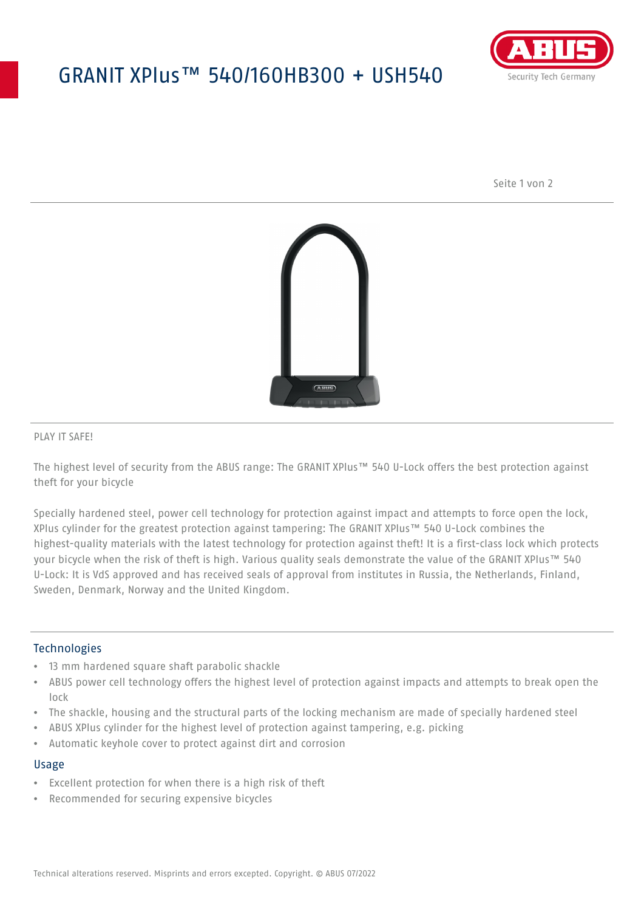# GRANIT XPlus™ 540/160HB300 + USH540

PLAY IT SAFE!

The highest level of security from the ABUS range: The GRANIT XPlus™ 540 U-Lock offers the best protection against theft for your bicycle

Specially hardened steel, power cell technology for protection against impact and attempts to force open the lock, XPlus cylinder for the greatest protection against tampering: The GRANIT XPlus™ 540 U-Lock combines the highest-quality materials with the latest technology for protection against theft! It is a first-class lock which protects your bicycle when the risk of theft is high. Various quality seals demonstrate the value of the GRANIT XPlus™ 540 U-Lock: It is VdS approved and has received seals of approval from institutes in Russia, the Netherlands, Finland, Sweden, Denmark, Norway and the United Kingdom.

## Technologies

- 13 mm hardened square shaft parabolic shackle
- ABUS power cell technology offers the highest level of protection against impacts and attempts to break open the lock
- The shackle, housing and the structural parts of the locking mechanism are made of specially hardened steel
- ABUS XPlus cylinder for the highest level of protection against tampering, e.g. picking
- Automatic keyhole cover to protect against dirt and corrosion

## Usage

- Excellent protection for when there is a high risk of theft
- Recommended for securing expensive bicycles

Technical alterations reserved. Misprints and errors excepted. Copyright. © ABUS 07/2022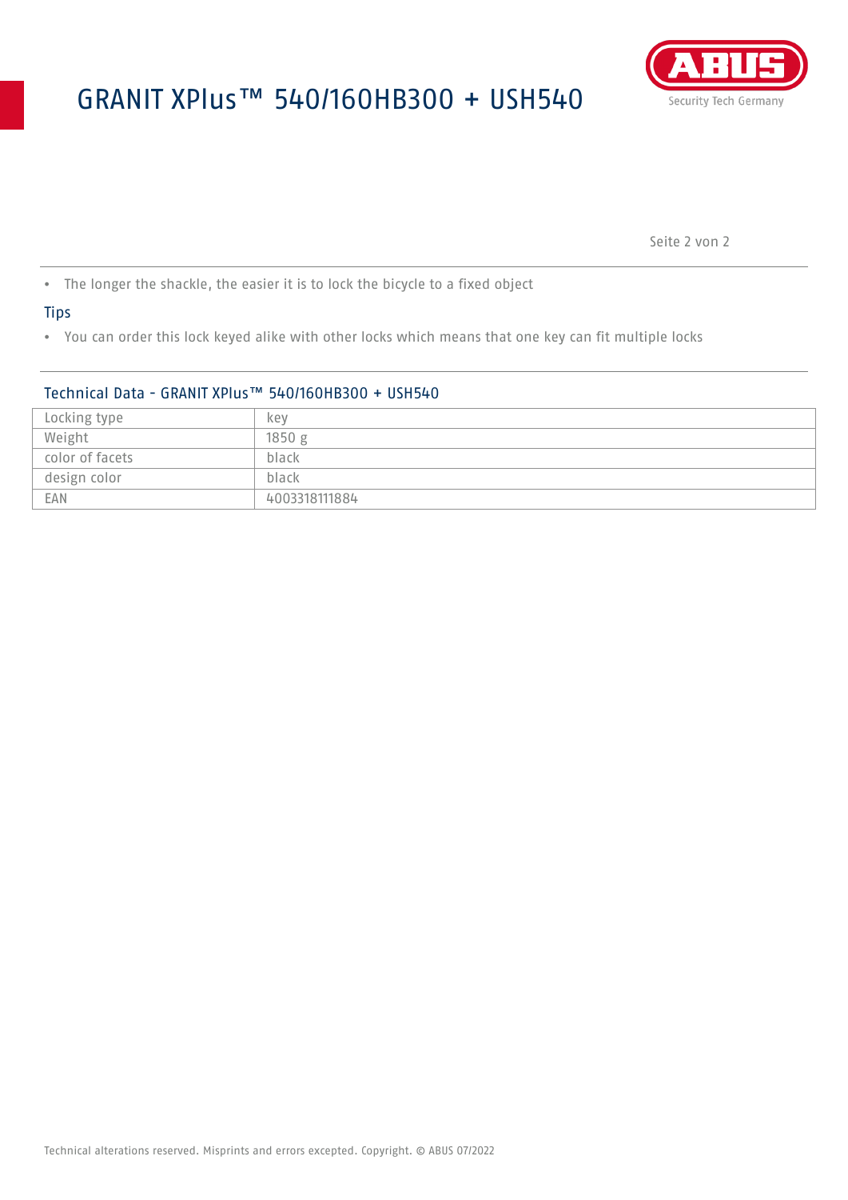- The longer the shackle, the easier it is to lock the bicycle to a fixed object

## Tips

- You can order this lock keyed alike with other locks which means that one key can fit multiple locks

## Technical Data - GRANIT XPlus™ 540/160HB300 + USH540

| | |
|---|---|
| Locking type | key |
| Weight | 1850 g |
| color of facets | black |
| design color | black |
| EAN | 4003318111884 |

Technical alterations reserved. Misprints and errors excepted. Copyright. © ABUS 07/2022